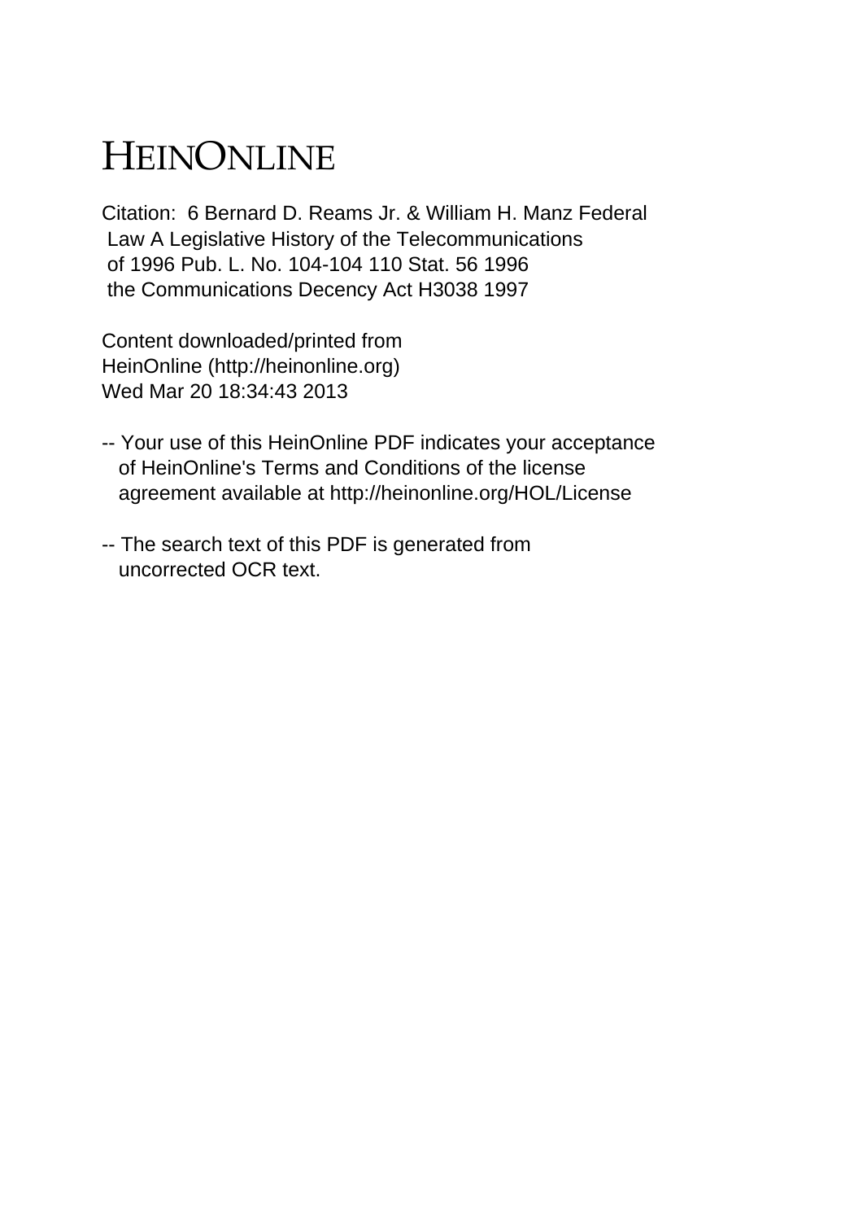# HEINONLINE

Citation: 6 Bernard D. Reams Jr. & William H. Manz Federal Law A Legislative History of the Telecommunications of 1996 Pub. L. No. 104-104 110 Stat. 56 1996 the Communications Decency Act H3038 1997

Content downloaded/printed from HeinOnline (http://heinonline.org)
Wed Mar 20 18:34:43 2013

-- Your use of this HeinOnline PDF indicates your acceptance of HeinOnline's Terms and Conditions of the license agreement available at http://heinonline.org/HOL/License

-- The search text of this PDF is generated from uncorrected OCR text.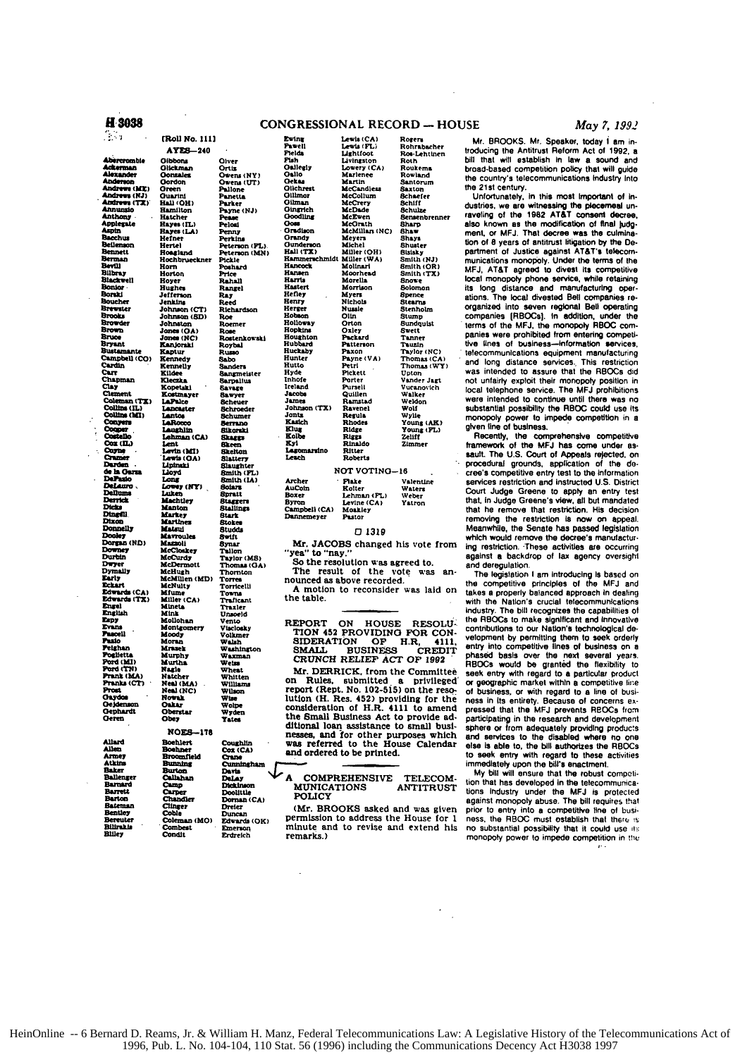[Roll No. 111]

AYES—240

Abercrombie
Ackerman
Alexander
Anderson
Andrews (ME)
Andrews (NJ)
Andrews (TX)
Annunzio
Anthony
Applegate
Aspin
Bacchus
Beilenson
Bennett
Berman
Bevill
Bilbray
Blackwell
Bonior
Borski
Boucher
Brewster
Brooks
Browder
Brown
Bruce
Bryant
Bustamante
Campbell (CO)
Cardin
Carr
Chapman
Clay
Clement
Coleman (TX)
Collins (IL)
Collins (MI)
Conyers
Cooper
Costello
Cox (IL)
Coyne
Cramer
Darden
de la Garza
DeFazio
DeLauro
Dellums
Derrick
Dicks
Dingell
Dixon
Donnelly
Dooley
Dorgan (ND)
Downey
Durbin
Dwyer
Dymally
Early
Eckart
Edwards (CA)
Edwards (TX)
Engel
English
Espy
Evans
Fascell
Fazio
Feighan
Foglietta
Ford (MI)
Ford (TN)
Frank (MA)
Franks (CT)
Frost
Gaydos
Gejdenson
Gephardt
Geren
Gibbons
Glickman
Gonzalez
Gordon
Green
Guarini
Hall (OH)
Hamilton
Hatcher
Hayes (IL)
Hayes (LA)
Hefner
Hertel
Hoagland
Hochbrueckner
Horn
Horton
Hoyer
Hughes
Jefferson
Jenkins
Johnson (CT)
Johnson (SD)
Johnston
Jones (GA)
Jones (NC)
Kanjorski
Kaptur
Kennedy
Kennelly
Kildee
Kleczka
Kopetski
Kostmayer
LaFalce
Lancaster
Lantos
LaRocco
Laughlin
Lehman (CA)
Lent
Levin (MI)
Lewis (GA)
Lipinski
Lloyd
Long
Lowey (NY)
Luken
Machtley
Manton
Markey
Martinez
Matsui
Mavroules
Mazzoli
McCloskey
McCurdy
McDermott
McHugh
McMillen (MD)
McNulty
Mfume
Miller (CA)
Mineta
Mink
Mollohan
Montgomery
Moody
Moran
Mrazek
Murphy
Murtha
Nagle
Natcher
Neal (MA)
Neal (NC)
Nowak
Oakar
Oberstar
Obey
Olver
Ortiz
Owens (NY)
Owens (UT)
Pallone
Panetta
Parker
Payne (NJ)
Pease
Pelosi
Penny
Perkins
Peterson (FL)
Peterson (MN)
Pickle
Poshard
Price
Rahall
Rangel
Ray
Reed
Richardson
Roemer
Rose
Rostenkowski
Roybal
Russo
Sabo
Sanders
Sangmeister
Sarpalius
Savage
Sawyer
Scheuer
Schroeder
Schumer
Serrano
Sikorski
Skaggs
Skeen
Skelton
Slattery
Slaughter
Smith (FL)
Smith (IA)
Solarz
Spratt
Staggers
Stallings
Stark
Stokes
Studds
Swift
Synar
Tallon
Taylor (MS)
Thomas (GA)
Thornton
Torres
Torricelli
Towns
Traficant
Traxler
Unsoeld
Vento
Visclosky
Volkmer
Walsh
Washington
Waxman
Weiss
Wheat
Whitten
Williams
Wilson
Wise
Wolpe
Wyden
Yates

NOES—178

Allard
Allen
Armey
Atkins
Baker
Ballenger
Barnard
Barrett
Barton
Bateman
Bentley
Bereuter
Bilirakis
Bliley
Boehlert
Boehner
Broomfield
Bunning
Burton
Callahan
Camp
Carper
Chandler
Clinger
Coble
Coleman (MO)
Combest
Condit
Coughlin
Cox (CA)
Crane
Cunningham
Davis
DeLay
Dickinson
Doolittle
Dornan (CA)
Dreier
Duncan
Edwards (OK)
Emerson
Erdreich
Ewing
Fawell
Fields
Fish
Gallegly
Gallo
Gekas
Gilchrest
Gillmor
Gilman
Gingrich
Goodling
Goss
Gradison
Grandy
Gunderson
Hall (TX)
Hammerschmidt
Hancock
Hansen
Harris
Hastert
Hefley
Henry
Herger
Hobson
Holloway
Hopkins
Houghton
Hubbard
Huckaby
Hunter
Hutto
Hyde
Inhofe
Ireland
Jacobs
James
Johnson (TX)
Jontz
Kasich
Klug
Kolbe
Kyl
Lagomarsino
Leach
Lewis (CA)
Lewis (FL)
Lightfoot
Livingston
Lowery (CA)
Marlenee
Martin
McCandless
McCollum
McCrery
McDade
McEwen
McGrath
McMillan (NC)
Meyers
Michel
Miller (OH)
Miller (WA)
Molinari
Moorhead
Morella
Morrison
Myers
Nichols
Nussle
Olin
Orton
Oxley
Packard
Patterson
Paxon
Payne (VA)
Petri
Pickett
Porter
Pursell
Quillen
Ramstad
Ravenel
Regula
Rhodes
Ridge
Riggs
Rinaldo
Ritter
Roberts
Rogers
Rohrabacher
Ros-Lehtinen
Roth
Roukema
Rowland
Santorum
Saxton
Schaefer
Schiff
Schulze
Sensenbrenner
Sharp
Shaw
Shays
Shuster
Sisisky
Smith (NJ)
Smith (OR)
Smith (TX)
Snowe
Solomon
Spence
Stearns
Stenholm
Stump
Sundquist
Swett
Tanner
Tauzin
Taylor (NC)
Thomas (CA)
Thomas (WY)
Upton
Vander Jagt
Vucanovich
Walker
Weldon
Wolf
Wylie
Young (AK)
Young (FL)
Zeliff
Zimmer

NOT VOTING—16

Archer
AuCoin
Boxer
Byron
Campbell (CA)
Dannemeyer
Flake
Kolter
Lehman (FL)
Levine (CA)
Moakley
Pastor
Valentine
Waters
Weber
Yatron

□ 1319

Mr. JACOBS changed his vote from "yea" to "nay."

So the resolution was agreed to.

The result of the vote was announced as above recorded.

A motion to reconsider was laid on the table.

## REPORT ON HOUSE RESOLUTION 452 PROVIDING FOR CONSIDERATION OF H.R. 4111, SMALL BUSINESS CREDIT CRUNCH RELIEF ACT OF 1992

Mr. DERRICK, from the Committee on Rules, submitted a privileged report (Rept. No. 102-515) on the resolution (H. Res. 452) providing for the consideration of H.R. 4111 to amend the Small Business Act to provide additional loan assistance to small businesses, and for other purposes which was referred to the House Calendar and ordered to be printed.

## A COMPREHENSIVE TELECOMMUNICATIONS ANTITRUST POLICY

(Mr. BROOKS asked and was given permission to address the House for 1 minute and to revise and extend his remarks.)

Mr. BROOKS. Mr. Speaker, today I am introducing the Antitrust Reform Act of 1992, a bill that will establish in law a sound and broad-based competition policy that will guide the country's telecommunications industry into the 21st century.

Unfortunately, in this most important of industries, we are witnessing the piecemeal unraveling of the 1982 AT&T consent decree, also known as the modification of final judgment, or MFJ. That decree was the culmination of 8 years of antitrust litigation by the Department of Justice against AT&T's telecommunications monopoly. Under the terms of the MFJ, AT&T agreed to divest its competitive local monopoly phone service, while retaining its long distance and manufacturing operations. The local divested Bell companies reorganized into seven regional Bell operating companies [RBOCs]. In addition, under the terms of the MFJ, the monopoly RBOC companies were prohibited from entering competitive lines of business—information services, telecommunications equipment manufacturing and long distance services. This restriction was intended to assure that the RBOCs did not unfairly exploit their monopoly position in local telephone service. The MFJ prohibitions were intended to continue until there was no substantial possibility the RBOC could use its monopoly power to impede competition in a given line of business.

Recently, the comprehensive competitive framework of the MFJ has come under assault. The U.S. Court of Appeals rejected, on procedural grounds, application of the decree's competitive entry test to the information services restriction and instructed U.S. District Court Judge Greene to apply an entry test that, in Judge Greene's view, all but mandated that he remove that restriction. His decision removing the restriction is now on appeal. Meanwhile, the Senate has passed legislation which would remove the decree's manufacturing restriction. These activities are occurring against a backdrop of lax agency oversight and deregulation.

The legislation I am introducing is based on the competitive principles of the MFJ and takes a properly balanced approach in dealing with the Nation's crucial telecommunications industry. The bill recognizes the capabilities of the RBOCs to make significant and innovative contributions to our Nation's technological development by permitting them to seek orderly entry into competitive lines of business on a phased basis over the next several years. RBOCs would be granted the flexibility to seek entry with regard to a particular product or geographic market within a competitive line of business, or with regard to a line of business in its entirety. Because of concerns expressed that the MFJ prevents RBOCs from participating in the research and development sphere or from adequately providing products and services to the disabled where no one else is able to, the bill authorizes the RBOCs to seek entry with regard to these activities immediately upon the bill's enactment.

My bill will ensure that the robust competition that has developed in the telecommunications industry under the MFJ is protected against monopoly abuse. The bill requires that prior to entry into a competitive line of business, the RBOC must establish that there is no substantial possibility that it could use its monopoly power to impede competition in the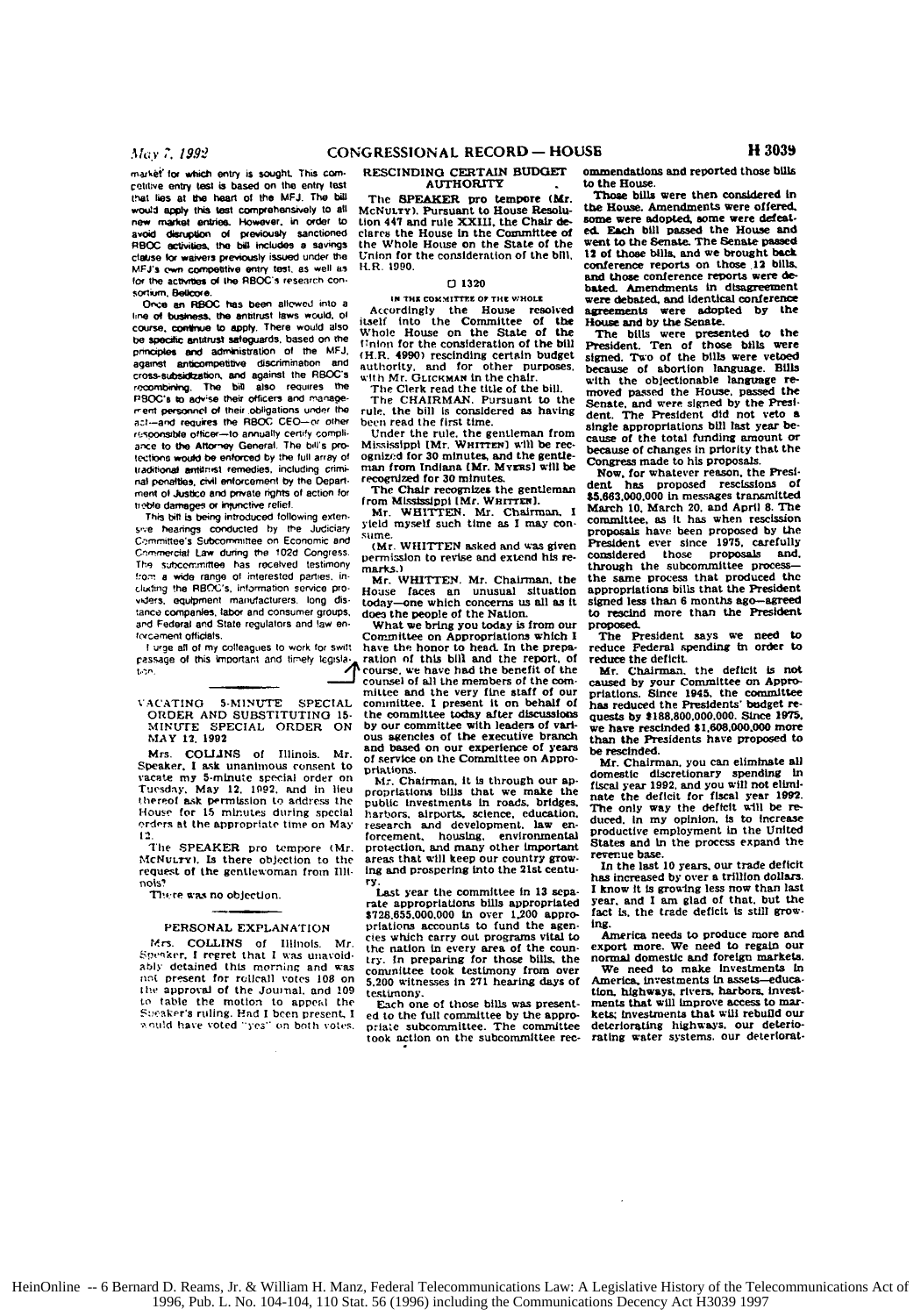market' for which entry is sought. This competitive entry test is based on the entry test that lies at the heart of the MFJ. The bill would apply this test comprehensively to all new market entries. However, in order to avoid disruption of previously sanctioned RBOC activities, the bill includes a savings clause for waivers previously issued under the MFJ's own competitive entry test, as well as for the activities of the RBOC's research consortium, Bellcore.

Once an RBOC has been allowed into a line of business, the antitrust laws would, of course, continue to apply. There would also be specific antitrust safeguards, based on the principles and administration of the MFJ, against anticompetitive discrimination and cross-subsidization, and against the RBOC's recombining. The bill also requires the RBOC's to advise their officers and management personnel of their obligations under the act—and requires the RBOC CEO—or other responsible officer—to annually certify compliance to the Attorney General. The bill's protections would be enforced by the full array of traditional antitrust remedies, including criminal penalties, civil enforcement by the Department of Justice and private rights of action for treble damages or injunctive relief.

This bill is being introduced following extensive hearings conducted by the Judiciary Committee's Subcommittee on Economic and Commercial Law during the 102d Congress. The subcommittee has received testimony from a wide range of interested parties, including the RBOC's, information service providers, equipment manufacturers, long distance companies, labor and consumer groups, and Federal and State regulators and law enforcement officials.

I urge all of my colleagues to work for swift passage of this important and timely legislation.

## VACATING 5-MINUTE SPECIAL ORDER AND SUBSTITUTING 15-MINUTE SPECIAL ORDER ON MAY 12, 1992

Mrs. COLLINS of Illinois. Mr. Speaker, I ask unanimous consent to vacate my 5-minute special order on Tuesday, May 12, 1992, and in lieu thereof ask permission to address the House for 15 minutes during special orders at the appropriate time on May 12.

The SPEAKER pro tempore (Mr. McNULTY). Is there objection to the request of the gentlewoman from Illinois?

There was no objection.

## PERSONAL EXPLANATION

Mrs. COLLINS of Illinois. Mr. Speaker, I regret that I was unavoidably detained this morning and was not present for rollcall votes 108 on the approval of the Journal, and 109 to table the motion to appeal the Speaker's ruling. Had I been present, I would have voted "yes" on both votes.

## RESCINDING CERTAIN BUDGET AUTHORITY

The SPEAKER pro tempore (Mr. McNULTY). Pursuant to House Resolution 447 and rule XXIII, the Chair declares the House in the Committee of the Whole House on the State of the Union for the consideration of the bill, H.R. 4990.

□ 1320

IN THE COMMITTEE OF THE WHOLE

Accordingly the House resolved itself into the Committee of the Whole House on the State of the Union for the consideration of the bill (H.R. 4990) rescinding certain budget authority, and for other purposes, with Mr. GLICKMAN in the chair.

The Clerk read the title of the bill.

The CHAIRMAN. Pursuant to the rule, the bill is considered as having been read the first time.

Under the rule, the gentleman from Mississippi [Mr. WHITTEN] will be recognized for 30 minutes, and the gentleman from Indiana [Mr. MYERS] will be recognized for 30 minutes.

The Chair recognizes the gentleman from Mississippi [Mr. WHITTEN].

Mr. WHITTEN. Mr. Chairman, I yield myself such time as I may consume.

(Mr. WHITTEN asked and was given permission to revise and extend his remarks.)

Mr. WHITTEN. Mr. Chairman, the House faces an unusual situation today—one which concerns us all as it does the people of the Nation.

What we bring you today is from our Committee on Appropriations which I have the honor to head. In the preparation of this bill and the report, of course, we have had the benefit of the counsel of all the members of the committee and the very fine staff of our committee. I present it on behalf of the committee today after discussions by our committee with leaders of various agencies of the executive branch and based on our experience of years of service on the Committee on Appropriations.

Mr. Chairman, it is through our appropriations bills that we make the public investments in roads, bridges, harbors, airports, science, education, research and development, law enforcement, housing, environmental protection, and many other important areas that will keep our country growing and prospering into the 21st century.

Last year the committee in 13 separate appropriations bills appropriated $728,655,000,000 in over 1,200 appropriations accounts to fund the agencies which carry out programs vital to the nation in every area of the country. In preparing for those bills, the committee took testimony from over 5,200 witnesses in 271 hearing days of testimony.

Each one of those bills was presented to the full committee by the appropriate subcommittee. The committee took action on the subcommittee recommendations and reported those bills to the House.

Those bills were then considered in the House. Amendments were offered, some were adopted, some were defeated. Each bill passed the House and went to the Senate. The Senate passed 12 of those bills, and we brought back conference reports on those 12 bills, and those conference reports were debated. Amendments in disagreement were debated, and identical conference agreements were adopted by the House and by the Senate.

The bills were presented to the President. Ten of those bills were signed. Two of the bills were vetoed because of abortion language. Bills with the objectionable language removed passed the House, passed the Senate, and were signed by the President. The President did not veto a single appropriations bill last year because of the total funding amount or because of changes in priority that the Congress made to his proposals.

Now, for whatever reason, the President has proposed rescissions of $5,663,000,000 in messages transmitted March 10, March 20, and April 8. The committee, as it has when rescission proposals have been proposed by the President ever since 1975, carefully considered those proposals and, through the subcommittee process—the same process that produced the appropriations bills that the President signed less than 6 months ago—agreed to rescind more than the President proposed.

The President says we need to reduce Federal spending in order to reduce the deficit.

Mr. Chairman, the deficit is not caused by your Committee on Appropriations. Since 1945, the committee has reduced the Presidents' budget requests by $188,800,000,000. Since 1975, we have rescinded $1,608,000,000 more than the Presidents have proposed to be rescinded.

Mr. Chairman, you can eliminate all domestic discretionary spending in fiscal year 1992, and you will not eliminate the deficit for fiscal year 1992. The only way the deficit will be reduced, in my opinion, is to increase productive employment in the United States and in the process expand the revenue base.

In the last 10 years, our trade deficit has increased by over a trillion dollars. I know it is growing less now than last year, and I am glad of that, but the fact is, the trade deficit is still growing.

America needs to produce more and export more. We need to regain our normal domestic and foreign markets.

We need to make investments in America, investments in assets—education, highways, rivers, harbors, investments that will improve access to markets; investments that will rebuild our deteriorating highways, our deteriorating water systems, our deteriorat-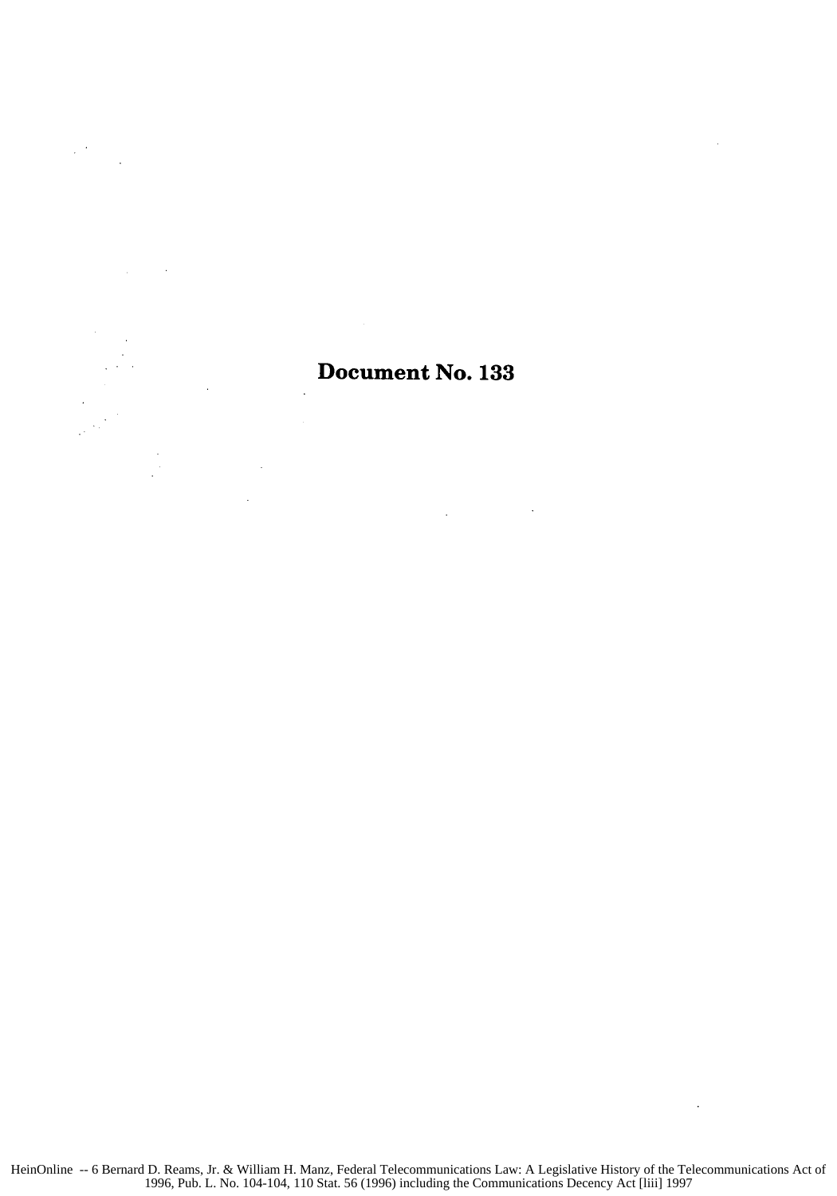# Document No. 133